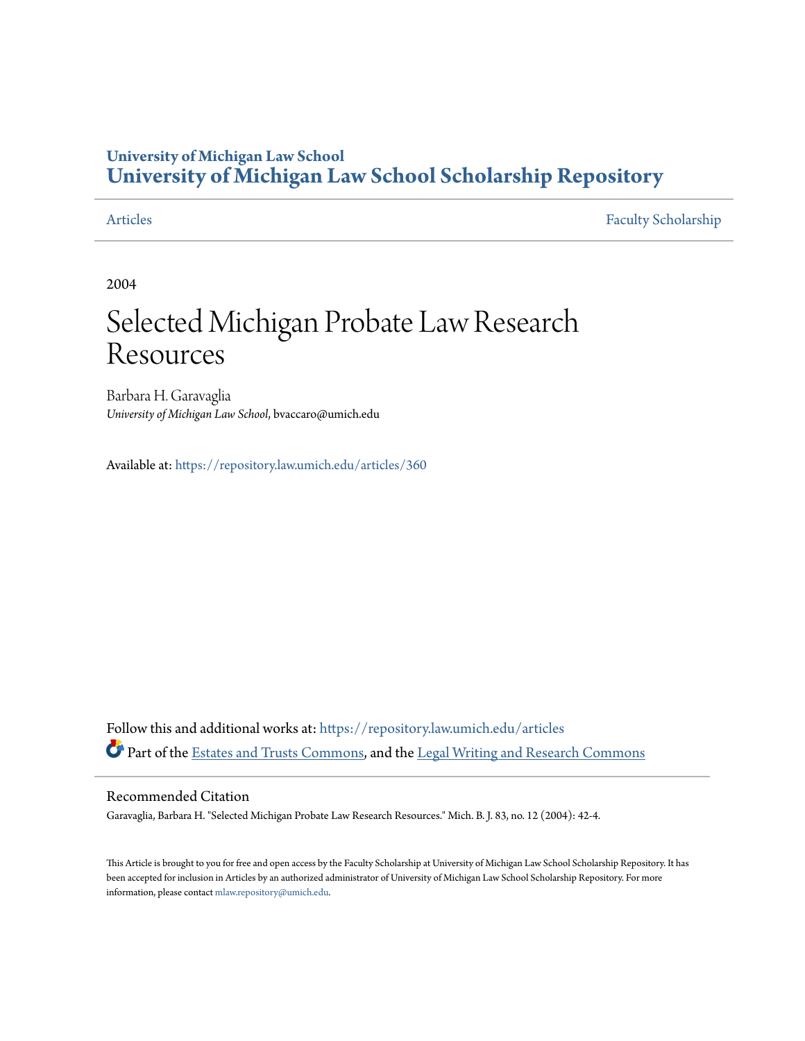University of Michigan Law School
**University of Michigan Law School Scholarship Repository**

Articles | Faculty Scholarship
---|---

2004

# Selected Michigan Probate Law Research Resources

Barbara H. Garavaglia
*University of Michigan Law School*, bvaccaro@umich.edu

Available at: https://repository.law.umich.edu/articles/360

Follow this and additional works at: https://repository.law.umich.edu/articles

Part of the Estates and Trusts Commons, and the Legal Writing and Research Commons

## Recommended Citation

Garavaglia, Barbara H. "Selected Michigan Probate Law Research Resources." Mich. B. J. 83, no. 12 (2004): 42-4.

This Article is brought to you for free and open access by the Faculty Scholarship at University of Michigan Law School Scholarship Repository. It has been accepted for inclusion in Articles by an authorized administrator of University of Michigan Law School Scholarship Repository. For more information, please contact mlaw.repository@umich.edu.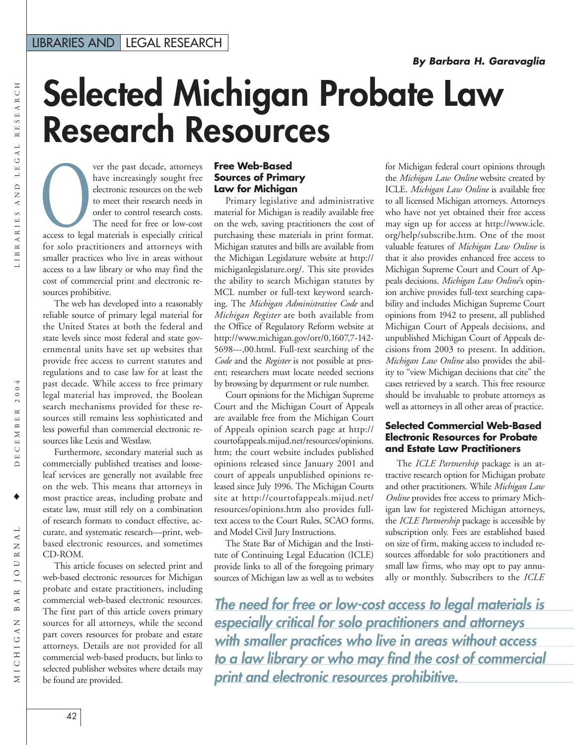# Selected Michigan Probate Law Research Resources

**By Barbara H. Garavaglia**

Over the past decade, attorneys have increasingly sought free electronic resources on the web to meet their research needs in order to control research costs. The need for free or low-cost access to legal materials is especially critical for solo practitioners and attorneys with smaller practices who live in areas without access to a law library or who may find the cost of commercial print and electronic resources prohibitive.

The web has developed into a reasonably reliable source of primary legal material for the United States at both the federal and state levels since most federal and state governmental units have set up websites that provide free access to current statutes and regulations and to case law for at least the past decade. While access to free primary legal material has improved, the Boolean search mechanisms provided for these resources still remains less sophisticated and less powerful than commercial electronic resources like Lexis and Westlaw.

Furthermore, secondary material such as commercially published treatises and looseleaf services are generally not available free on the web. This means that attorneys in most practice areas, including probate and estate law, must still rely on a combination of research formats to conduct effective, accurate, and systematic research—print, web-based electronic resources, and sometimes CD-ROM.

This article focuses on selected print and web-based electronic resources for Michigan probate and estate practitioners, including commercial web-based electronic resources. The first part of this article covers primary sources for all attorneys, while the second part covers resources for probate and estate attorneys. Details are not provided for all commercial web-based products, but links to selected publisher websites where details may be found are provided.

## Free Web-Based Sources of Primary Law for Michigan

Primary legislative and administrative material for Michigan is readily available free on the web, saving practitioners the cost of purchasing these materials in print format. Michigan statutes and bills are available from the Michigan Legislature website at http://michiganlegislature.org/. This site provides the ability to search Michigan statutes by MCL number or full-text keyword searching. The *Michigan Administrative Code* and *Michigan Register* are both available from the Office of Regulatory Reform website at http://www.michigan.gov/orr/0,1607,7-142-5698---,00.html. Full-text searching of the *Code* and the *Register* is not possible at present; researchers must locate needed sections by browsing by department or rule number.

Court opinions for the Michigan Supreme Court and the Michigan Court of Appeals are available free from the Michigan Court of Appeals opinion search page at http://courtofappeals.mijud.net/resources/opinions.htm; the court website includes published opinions released since January 2001 and court of appeals unpublished opinions released since July 1996. The Michigan Courts site at http://courtofappeals.mijud.net/resources/opinions.htm also provides full-text access to the Court Rules, SCAO forms, and Model Civil Jury Instructions.

The State Bar of Michigan and the Institute of Continuing Legal Education (ICLE) provide links to all of the foregoing primary sources of Michigan law as well as to websites for Michigan federal court opinions through the *Michigan Law Online* website created by ICLE. *Michigan Law Online* is available free to all licensed Michigan attorneys. Attorneys who have not yet obtained their free access may sign up for access at http://www.icle.org/help/subscribe.htm. One of the most valuable features of *Michigan Law Online* is that it also provides enhanced free access to Michigan Supreme Court and Court of Appeals decisions. *Michigan Law Online*'s opinion archive provides full-text searching capability and includes Michigan Supreme Court opinions from 1942 to present, all published Michigan Court of Appeals decisions, and unpublished Michigan Court of Appeals decisions from 2003 to present. In addition, *Michigan Law Online* also provides the ability to "view Michigan decisions that cite" the cases retrieved by a search. This free resource should be invaluable to probate attorneys as well as attorneys in all other areas of practice.

## Selected Commercial Web-Based Electronic Resources for Probate and Estate Law Practitioners

The *ICLE Partnership* package is an attractive research option for Michigan probate and other practitioners. While *Michigan Law Online* provides free access to primary Michigan law for registered Michigan attorneys, the *ICLE Partnership* package is accessible by subscription only. Fees are established based on size of firm, making access to included resources affordable for solo practitioners and small law firms, who may opt to pay annually or monthly. Subscribers to the *ICLE*

*The need for free or low-cost access to legal materials is especially critical for solo practitioners and attorneys with smaller practices who live in areas without access to a law library or who may find the cost of commercial print and electronic resources prohibitive.*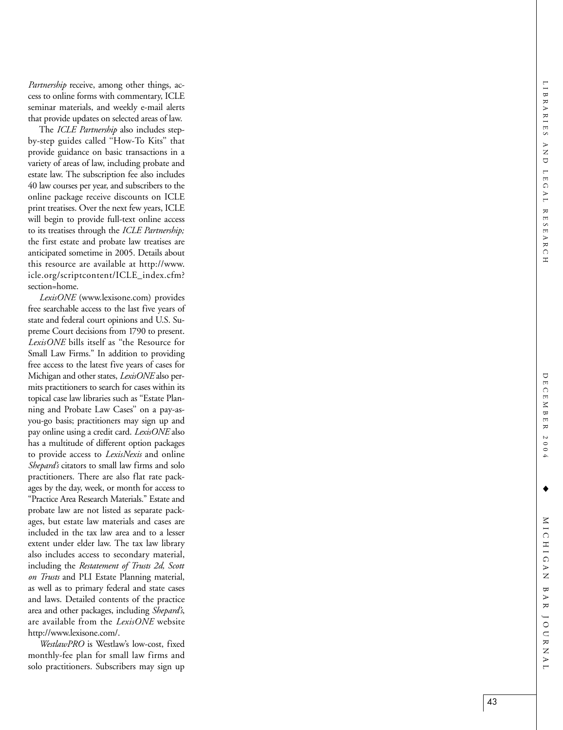*Partnership* receive, among other things, access to online forms with commentary, ICLE seminar materials, and weekly e-mail alerts that provide updates on selected areas of law.

The *ICLE Partnership* also includes step-by-step guides called "How-To Kits" that provide guidance on basic transactions in a variety of areas of law, including probate and estate law. The subscription fee also includes 40 law courses per year, and subscribers to the online package receive discounts on ICLE print treatises. Over the next few years, ICLE will begin to provide full-text online access to its treatises through the *ICLE Partnership;* the first estate and probate law treatises are anticipated sometime in 2005. Details about this resource are available at http://www.icle.org/scriptcontent/ICLE_index.cfm?section=home.

*LexisONE* (www.lexisone.com) provides free searchable access to the last five years of state and federal court opinions and U.S. Supreme Court decisions from 1790 to present. *LexisONE* bills itself as "the Resource for Small Law Firms." In addition to providing free access to the latest five years of cases for Michigan and other states, *LexisONE* also permits practitioners to search for cases within its topical case law libraries such as "Estate Planning and Probate Law Cases" on a pay-as-you-go basis; practitioners may sign up and pay online using a credit card. *LexisONE* also has a multitude of different option packages to provide access to *LexisNexis* and online *Shepard's* citators to small law firms and solo practitioners. There are also flat rate packages by the day, week, or month for access to "Practice Area Research Materials." Estate and probate law are not listed as separate packages, but estate law materials and cases are included in the tax law area and to a lesser extent under elder law. The tax law library also includes access to secondary material, including the *Restatement of Trusts 2d, Scott on Trusts* and PLI Estate Planning material, as well as to primary federal and state cases and laws. Detailed contents of the practice area and other packages, including *Shepard's*, are available from the *LexisONE* website http://www.lexisone.com/.

*WestlawPRO* is Westlaw's low-cost, fixed monthly-fee plan for small law firms and solo practitioners. Subscribers may sign up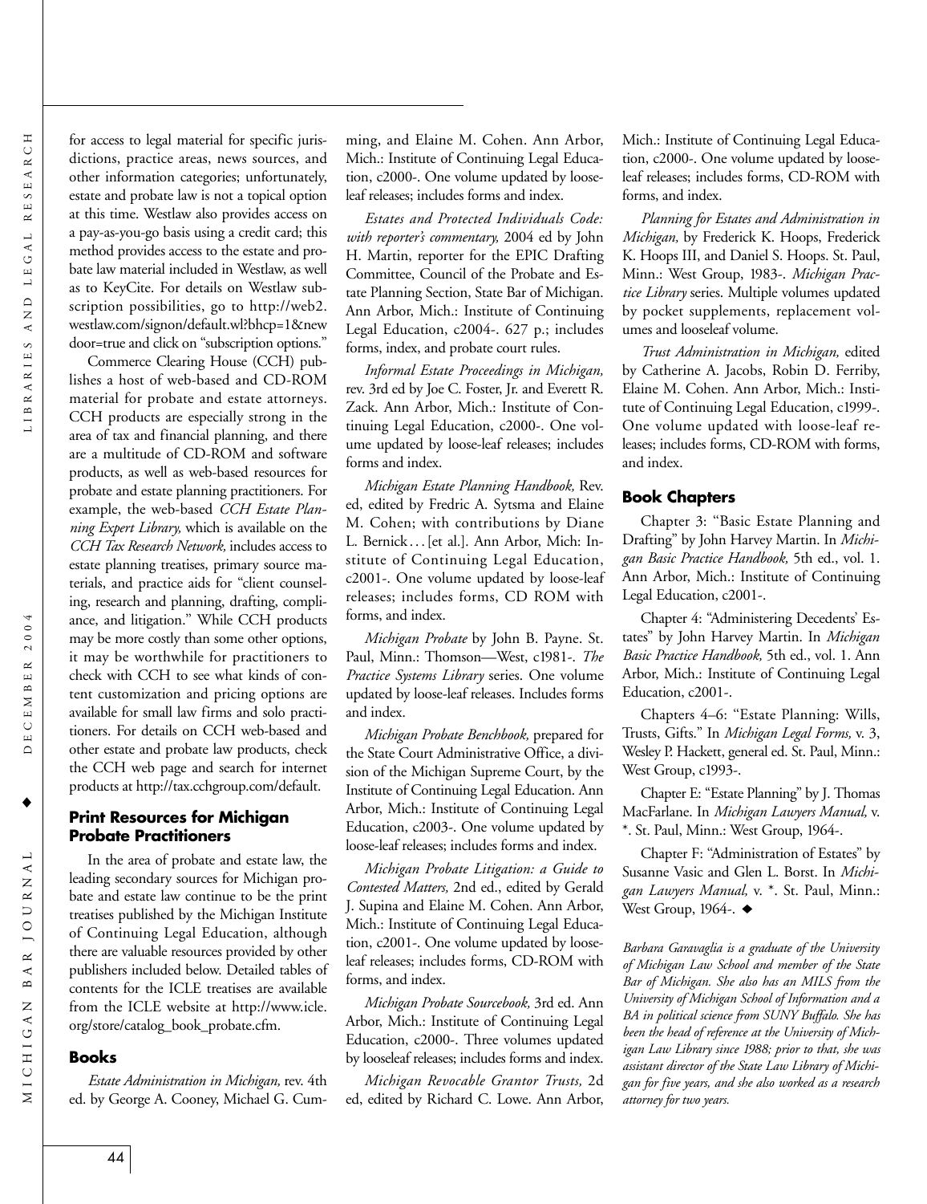for access to legal material for specific jurisdictions, practice areas, news sources, and other information categories; unfortunately, estate and probate law is not a topical option at this time. Westlaw also provides access on a pay-as-you-go basis using a credit card; this method provides access to the estate and probate law material included in Westlaw, as well as to KeyCite. For details on Westlaw subscription possibilities, go to http://web2.westlaw.com/signon/default.wl?bhcp=1&newdoor=true and click on "subscription options."

Commerce Clearing House (CCH) publishes a host of web-based and CD-ROM material for probate and estate attorneys. CCH products are especially strong in the area of tax and financial planning, and there are a multitude of CD-ROM and software products, as well as web-based resources for probate and estate planning practitioners. For example, the web-based *CCH Estate Planning Expert Library,* which is available on the *CCH Tax Research Network,* includes access to estate planning treatises, primary source materials, and practice aids for "client counseling, research and planning, drafting, compliance, and litigation." While CCH products may be more costly than some other options, it may be worthwhile for practitioners to check with CCH to see what kinds of content customization and pricing options are available for small law firms and solo practitioners. For details on CCH web-based and other estate and probate law products, check the CCH web page and search for internet products at http://tax.cchgroup.com/default.

## Print Resources for Michigan Probate Practitioners

In the area of probate and estate law, the leading secondary sources for Michigan probate and estate law continue to be the print treatises published by the Michigan Institute of Continuing Legal Education, although there are valuable resources provided by other publishers included below. Detailed tables of contents for the ICLE treatises are available from the ICLE website at http://www.icle.org/store/catalog_book_probate.cfm.

## Books

*Estate Administration in Michigan,* rev. 4th ed. by George A. Cooney, Michael G. Cumming, and Elaine M. Cohen. Ann Arbor, Mich.: Institute of Continuing Legal Education, c2000-. One volume updated by looseleaf releases; includes forms and index.

*Estates and Protected Individuals Code: with reporter's commentary,* 2004 ed by John H. Martin, reporter for the EPIC Drafting Committee, Council of the Probate and Estate Planning Section, State Bar of Michigan. Ann Arbor, Mich.: Institute of Continuing Legal Education, c2004-. 627 p.; includes forms, index, and probate court rules.

*Informal Estate Proceedings in Michigan,* rev. 3rd ed by Joe C. Foster, Jr. and Everett R. Zack. Ann Arbor, Mich.: Institute of Continuing Legal Education, c2000-. One volume updated by loose-leaf releases; includes forms and index.

*Michigan Estate Planning Handbook,* Rev. ed, edited by Fredric A. Sytsma and Elaine M. Cohen; with contributions by Diane L. Bernick...[et al.]. Ann Arbor, Mich: Institute of Continuing Legal Education, c2001-. One volume updated by loose-leaf releases; includes forms, CD ROM with forms, and index.

*Michigan Probate* by John B. Payne. St. Paul, Minn.: Thomson—West, c1981-. *The Practice Systems Library* series. One volume updated by loose-leaf releases. Includes forms and index.

*Michigan Probate Benchbook,* prepared for the State Court Administrative Office, a division of the Michigan Supreme Court, by the Institute of Continuing Legal Education. Ann Arbor, Mich.: Institute of Continuing Legal Education, c2003-. One volume updated by loose-leaf releases; includes forms and index.

*Michigan Probate Litigation: a Guide to Contested Matters,* 2nd ed., edited by Gerald J. Supina and Elaine M. Cohen. Ann Arbor, Mich.: Institute of Continuing Legal Education, c2001-. One volume updated by looseleaf releases; includes forms, CD-ROM with forms, and index.

*Michigan Probate Sourcebook,* 3rd ed. Ann Arbor, Mich.: Institute of Continuing Legal Education, c2000-. Three volumes updated by looseleaf releases; includes forms and index.

*Michigan Revocable Grantor Trusts,* 2d ed, edited by Richard C. Lowe. Ann Arbor, Mich.: Institute of Continuing Legal Education, c2000-. One volume updated by looseleaf releases; includes forms, CD-ROM with forms, and index.

*Planning for Estates and Administration in Michigan,* by Frederick K. Hoops, Frederick K. Hoops III, and Daniel S. Hoops. St. Paul, Minn.: West Group, 1983-. *Michigan Practice Library* series. Multiple volumes updated by pocket supplements, replacement volumes and looseleaf volume.

*Trust Administration in Michigan,* edited by Catherine A. Jacobs, Robin D. Ferriby, Elaine M. Cohen. Ann Arbor, Mich.: Institute of Continuing Legal Education, c1999-. One volume updated with loose-leaf releases; includes forms, CD-ROM with forms, and index.

## Book Chapters

Chapter 3: "Basic Estate Planning and Drafting" by John Harvey Martin. In *Michigan Basic Practice Handbook,* 5th ed., vol. 1. Ann Arbor, Mich.: Institute of Continuing Legal Education, c2001-.

Chapter 4: "Administering Decedents' Estates" by John Harvey Martin. In *Michigan Basic Practice Handbook,* 5th ed., vol. 1. Ann Arbor, Mich.: Institute of Continuing Legal Education, c2001-.

Chapters 4–6: "Estate Planning: Wills, Trusts, Gifts." In *Michigan Legal Forms,* v. 3, Wesley P. Hackett, general ed. St. Paul, Minn.: West Group, c1993-.

Chapter E: "Estate Planning" by J. Thomas MacFarlane. In *Michigan Lawyers Manual,* v. *. St. Paul, Minn.: West Group, 1964-.

Chapter F: "Administration of Estates" by Susanne Vasic and Glen L. Borst. In *Michigan Lawyers Manual,* v. *. St. Paul, Minn.: West Group, 1964-. ◆

*Barbara Garavaglia is a graduate of the University of Michigan Law School and member of the State Bar of Michigan. She also has an MILS from the University of Michigan School of Information and a BA in political science from SUNY Buffalo. She has been the head of reference at the University of Michigan Law Library since 1988; prior to that, she was assistant director of the State Law Library of Michigan for five years, and she also worked as a research attorney for two years.*